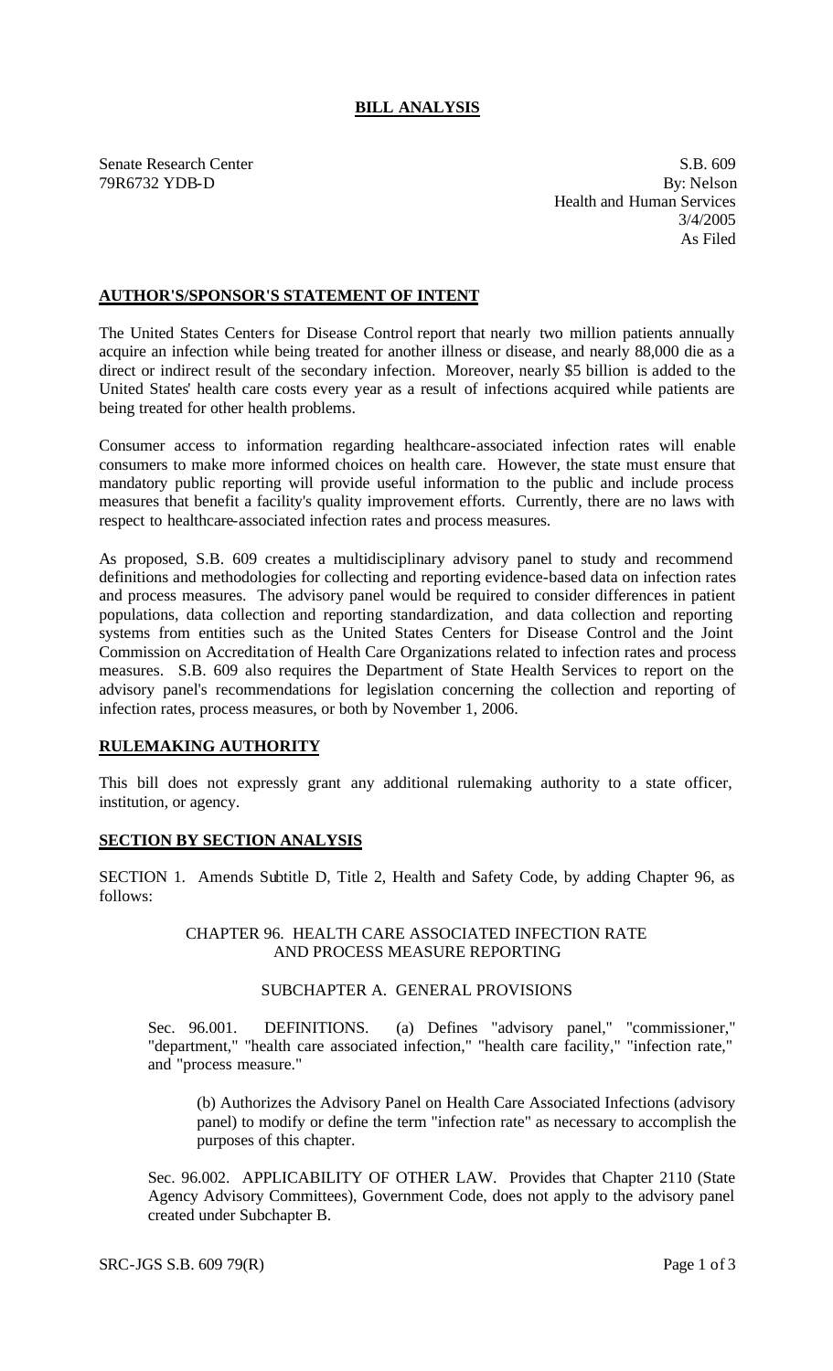# BILL ANALYSIS

Senate Research Center
79R6732 YDB-D

S.B. 609
By: Nelson
Health and Human Services
3/4/2005
As Filed

## AUTHOR'S/SPONSOR'S STATEMENT OF INTENT

The United States Centers for Disease Control report that nearly two million patients annually acquire an infection while being treated for another illness or disease, and nearly 88,000 die as a direct or indirect result of the secondary infection. Moreover, nearly $5 billion is added to the United States' health care costs every year as a result of infections acquired while patients are being treated for other health problems.

Consumer access to information regarding healthcare-associated infection rates will enable consumers to make more informed choices on health care. However, the state must ensure that mandatory public reporting will provide useful information to the public and include process measures that benefit a facility's quality improvement efforts. Currently, there are no laws with respect to healthcare-associated infection rates and process measures.

As proposed, S.B. 609 creates a multidisciplinary advisory panel to study and recommend definitions and methodologies for collecting and reporting evidence-based data on infection rates and process measures. The advisory panel would be required to consider differences in patient populations, data collection and reporting standardization, and data collection and reporting systems from entities such as the United States Centers for Disease Control and the Joint Commission on Accreditation of Health Care Organizations related to infection rates and process measures. S.B. 609 also requires the Department of State Health Services to report on the advisory panel's recommendations for legislation concerning the collection and reporting of infection rates, process measures, or both by November 1, 2006.

## RULEMAKING AUTHORITY

This bill does not expressly grant any additional rulemaking authority to a state officer, institution, or agency.

## SECTION BY SECTION ANALYSIS

SECTION 1. Amends Subtitle D, Title 2, Health and Safety Code, by adding Chapter 96, as follows:

CHAPTER 96. HEALTH CARE ASSOCIATED INFECTION RATE AND PROCESS MEASURE REPORTING

SUBCHAPTER A. GENERAL PROVISIONS

Sec. 96.001. DEFINITIONS. (a) Defines "advisory panel," "commissioner," "department," "health care associated infection," "health care facility," "infection rate," and "process measure."

(b) Authorizes the Advisory Panel on Health Care Associated Infections (advisory panel) to modify or define the term "infection rate" as necessary to accomplish the purposes of this chapter.

Sec. 96.002. APPLICABILITY OF OTHER LAW. Provides that Chapter 2110 (State Agency Advisory Committees), Government Code, does not apply to the advisory panel created under Subchapter B.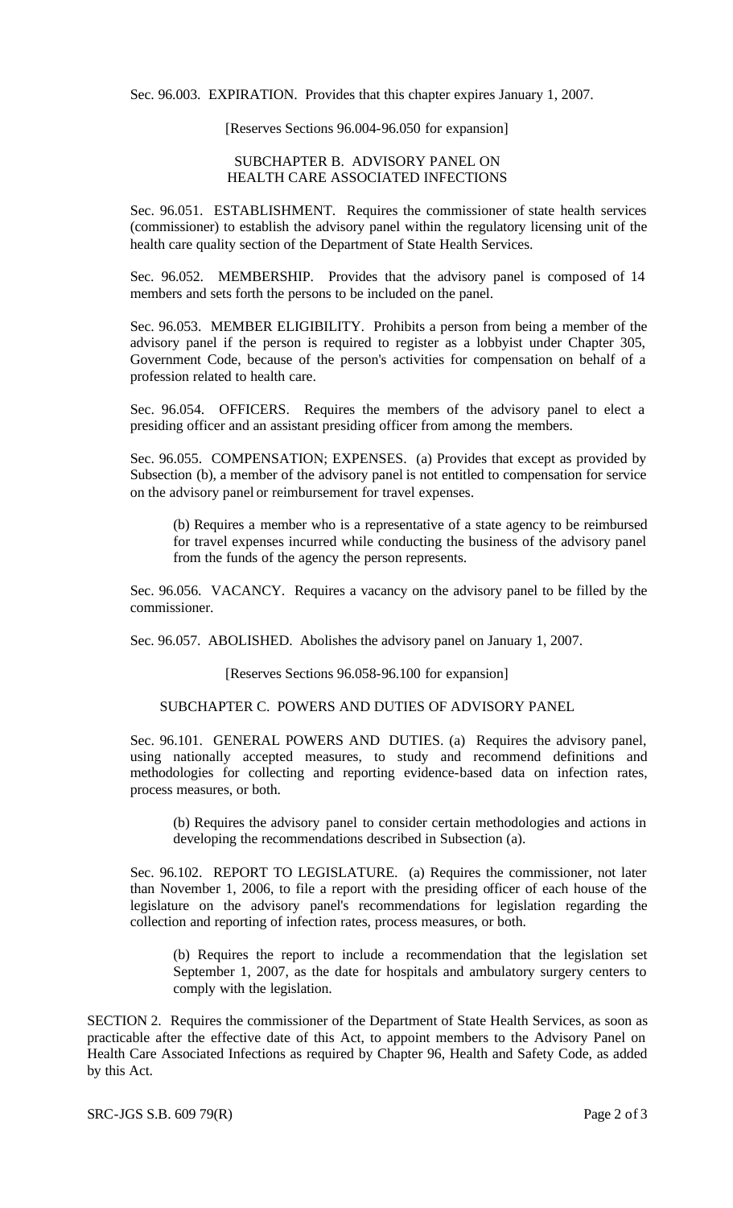Sec. 96.003. EXPIRATION. Provides that this chapter expires January 1, 2007.

[Reserves Sections 96.004-96.050 for expansion]

SUBCHAPTER B. ADVISORY PANEL ON HEALTH CARE ASSOCIATED INFECTIONS

Sec. 96.051. ESTABLISHMENT. Requires the commissioner of state health services (commissioner) to establish the advisory panel within the regulatory licensing unit of the health care quality section of the Department of State Health Services.

Sec. 96.052. MEMBERSHIP. Provides that the advisory panel is composed of 14 members and sets forth the persons to be included on the panel.

Sec. 96.053. MEMBER ELIGIBILITY. Prohibits a person from being a member of the advisory panel if the person is required to register as a lobbyist under Chapter 305, Government Code, because of the person's activities for compensation on behalf of a profession related to health care.

Sec. 96.054. OFFICERS. Requires the members of the advisory panel to elect a presiding officer and an assistant presiding officer from among the members.

Sec. 96.055. COMPENSATION; EXPENSES. (a) Provides that except as provided by Subsection (b), a member of the advisory panel is not entitled to compensation for service on the advisory panel or reimbursement for travel expenses.

(b) Requires a member who is a representative of a state agency to be reimbursed for travel expenses incurred while conducting the business of the advisory panel from the funds of the agency the person represents.

Sec. 96.056. VACANCY. Requires a vacancy on the advisory panel to be filled by the commissioner.

Sec. 96.057. ABOLISHED. Abolishes the advisory panel on January 1, 2007.

[Reserves Sections 96.058-96.100 for expansion]

SUBCHAPTER C. POWERS AND DUTIES OF ADVISORY PANEL

Sec. 96.101. GENERAL POWERS AND DUTIES. (a) Requires the advisory panel, using nationally accepted measures, to study and recommend definitions and methodologies for collecting and reporting evidence-based data on infection rates, process measures, or both.

(b) Requires the advisory panel to consider certain methodologies and actions in developing the recommendations described in Subsection (a).

Sec. 96.102. REPORT TO LEGISLATURE. (a) Requires the commissioner, not later than November 1, 2006, to file a report with the presiding officer of each house of the legislature on the advisory panel's recommendations for legislation regarding the collection and reporting of infection rates, process measures, or both.

(b) Requires the report to include a recommendation that the legislation set September 1, 2007, as the date for hospitals and ambulatory surgery centers to comply with the legislation.

SECTION 2. Requires the commissioner of the Department of State Health Services, as soon as practicable after the effective date of this Act, to appoint members to the Advisory Panel on Health Care Associated Infections as required by Chapter 96, Health and Safety Code, as added by this Act.

SRC-JGS S.B. 609 79(R)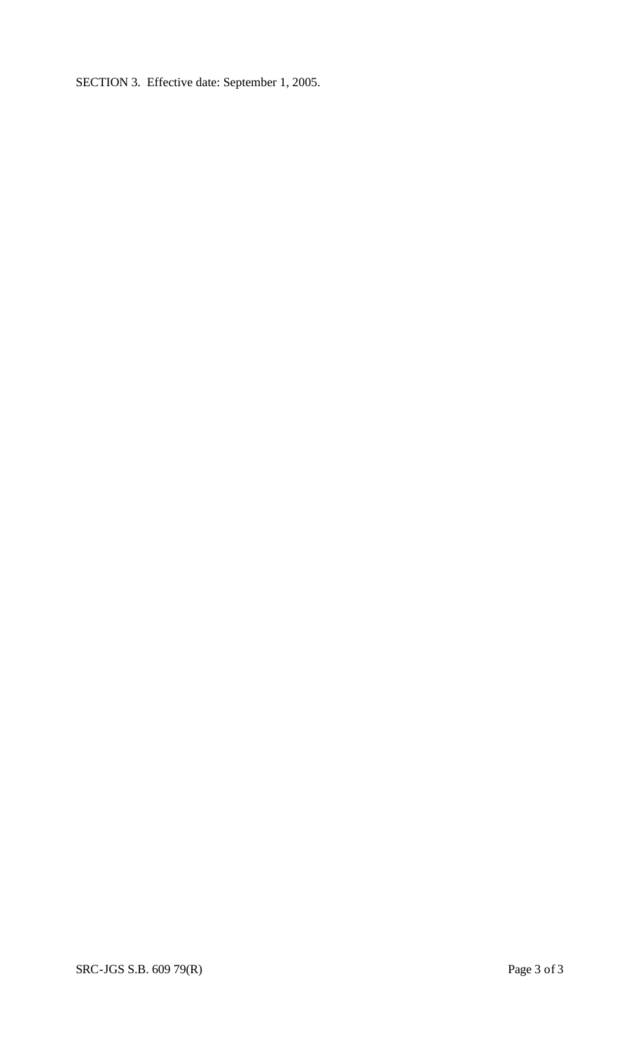SECTION 3. Effective date: September 1, 2005.